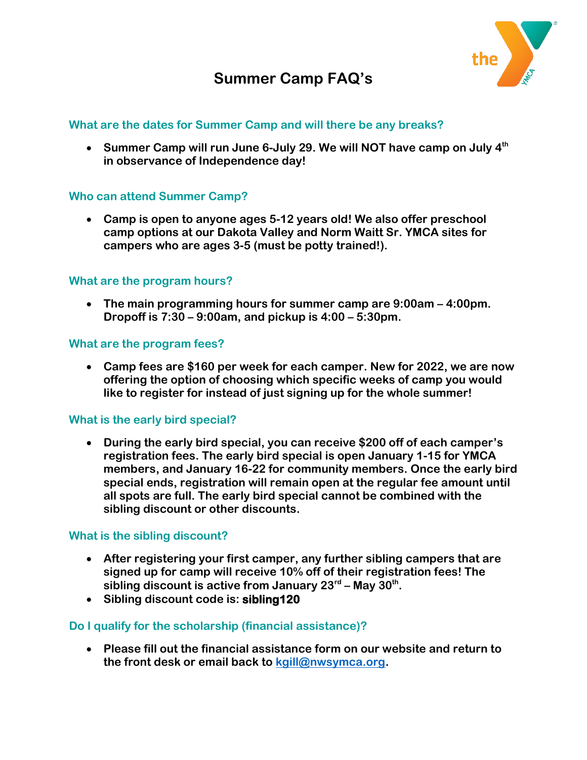# Summer Camp FAQ's

## What are the dates for Summer Camp and will there be any breaks?

- **Summer Camp will run June 6-July 29. We will NOT have camp on July 4th in observance of Independence day!**

## Who can attend Summer Camp?

- **Camp is open to anyone ages 5-12 years old! We also offer preschool camp options at our Dakota Valley and Norm Waitt Sr. YMCA sites for campers who are ages 3-5 (must be potty trained!).**

## What are the program hours?

- **The main programming hours for summer camp are 9:00am – 4:00pm. Dropoff is 7:30 – 9:00am, and pickup is 4:00 – 5:30pm.**

## What are the program fees?

- **Camp fees are $160 per week for each camper. New for 2022, we are now offering the option of choosing which specific weeks of camp you would like to register for instead of just signing up for the whole summer!**

## What is the early bird special?

- **During the early bird special, you can receive $200 off of each camper's registration fees. The early bird special is open January 1-15 for YMCA members, and January 16-22 for community members. Once the early bird special ends, registration will remain open at the regular fee amount until all spots are full. The early bird special cannot be combined with the sibling discount or other discounts.**

## What is the sibling discount?

- **After registering your first camper, any further sibling campers that are signed up for camp will receive 10% off of their registration fees! The sibling discount is active from January 23rd – May 30th.**
- **Sibling discount code is: sibling120**

## Do I qualify for the scholarship (financial assistance)?

- **Please fill out the financial assistance form on our website and return to the front desk or email back to kgill@nwsymca.org.**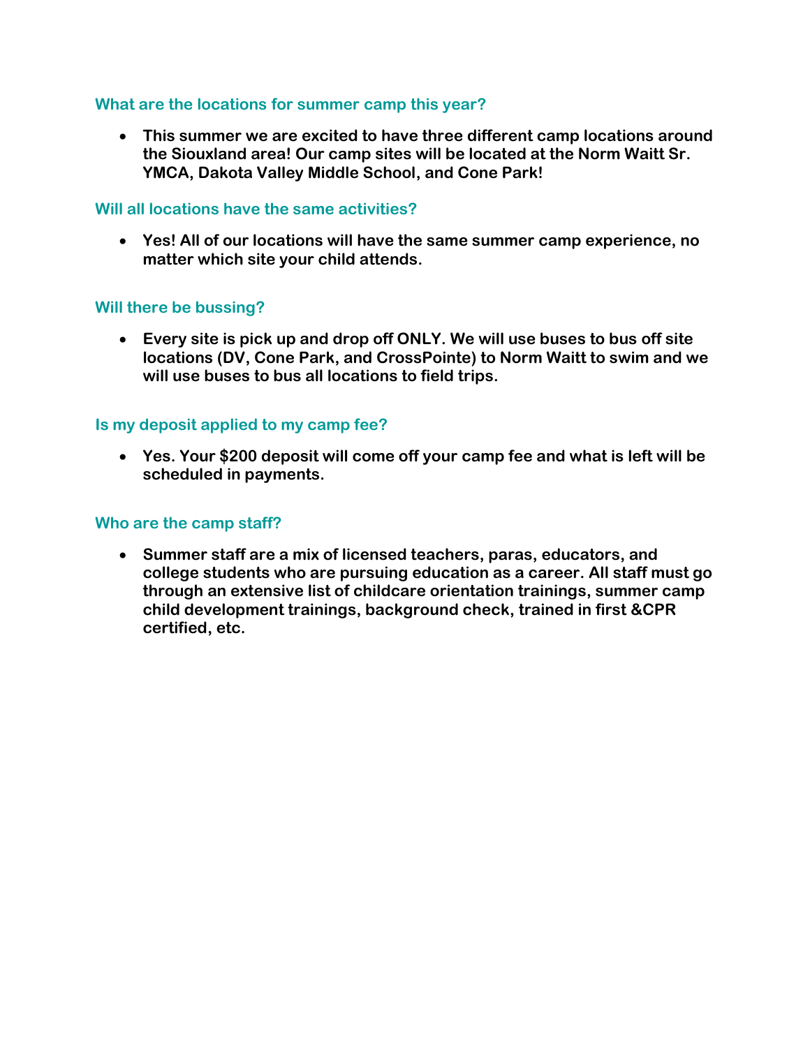### What are the locations for summer camp this year?

- **This summer we are excited to have three different camp locations around the Siouxland area! Our camp sites will be located at the Norm Waitt Sr. YMCA, Dakota Valley Middle School, and Cone Park!**

### Will all locations have the same activities?

- **Yes! All of our locations will have the same summer camp experience, no matter which site your child attends.**

### Will there be bussing?

- **Every site is pick up and drop off ONLY. We will use buses to bus off site locations (DV, Cone Park, and CrossPointe) to Norm Waitt to swim and we will use buses to bus all locations to field trips.**

### Is my deposit applied to my camp fee?

- **Yes. Your $200 deposit will come off your camp fee and what is left will be scheduled in payments.**

### Who are the camp staff?

- **Summer staff are a mix of licensed teachers, paras, educators, and college students who are pursuing education as a career. All staff must go through an extensive list of childcare orientation trainings, summer camp child development trainings, background check, trained in first &CPR certified, etc.**